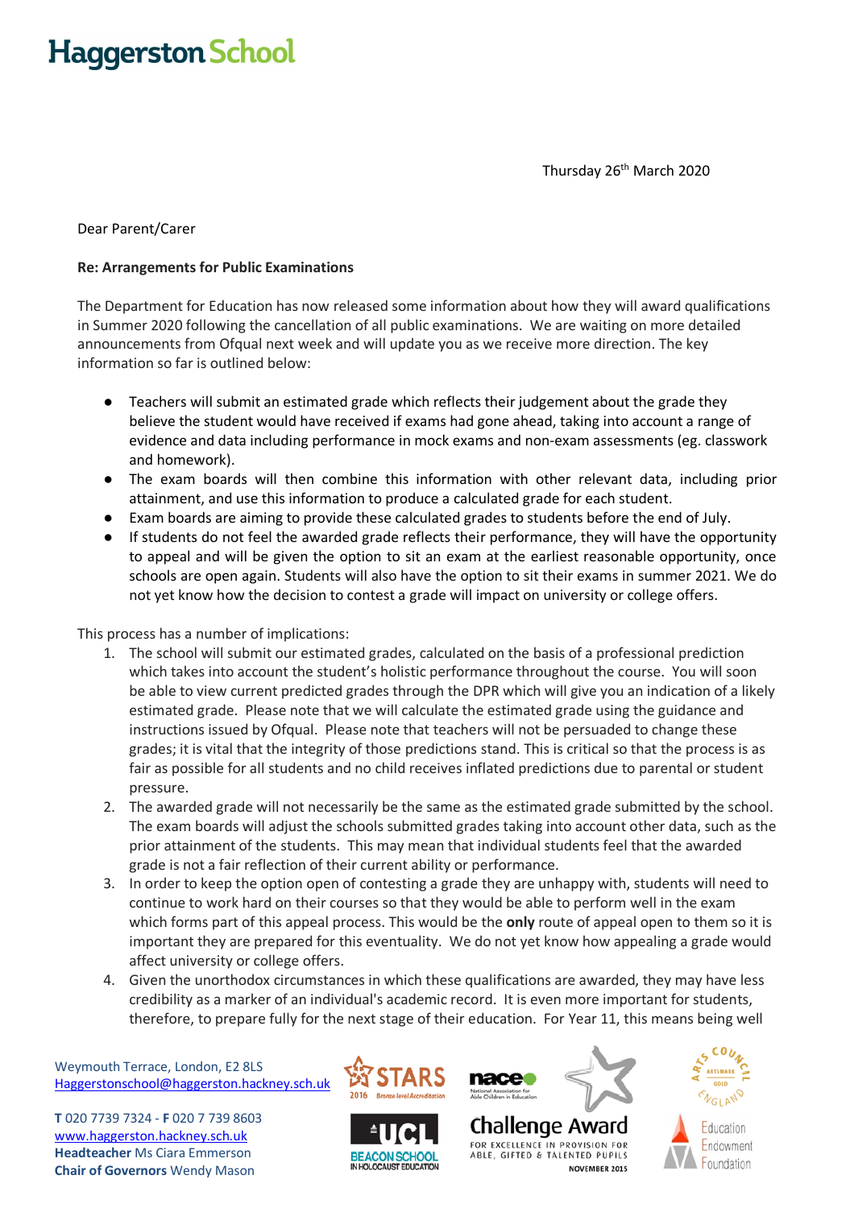# Haggerston School

Thursday 26th March 2020

Dear Parent/Carer

**Re: Arrangements for Public Examinations**

The Department for Education has now released some information about how they will award qualifications in Summer 2020 following the cancellation of all public examinations. We are waiting on more detailed announcements from Ofqual next week and will update you as we receive more direction. The key information so far is outlined below:

- Teachers will submit an estimated grade which reflects their judgement about the grade they believe the student would have received if exams had gone ahead, taking into account a range of evidence and data including performance in mock exams and non-exam assessments (eg. classwork and homework).
- The exam boards will then combine this information with other relevant data, including prior attainment, and use this information to produce a calculated grade for each student.
- Exam boards are aiming to provide these calculated grades to students before the end of July.
- If students do not feel the awarded grade reflects their performance, they will have the opportunity to appeal and will be given the option to sit an exam at the earliest reasonable opportunity, once schools are open again. Students will also have the option to sit their exams in summer 2021. We do not yet know how the decision to contest a grade will impact on university or college offers.

This process has a number of implications:

1. The school will submit our estimated grades, calculated on the basis of a professional prediction which takes into account the student's holistic performance throughout the course. You will soon be able to view current predicted grades through the DPR which will give you an indication of a likely estimated grade. Please note that we will calculate the estimated grade using the guidance and instructions issued by Ofqual. Please note that teachers will not be persuaded to change these grades; it is vital that the integrity of those predictions stand. This is critical so that the process is as fair as possible for all students and no child receives inflated predictions due to parental or student pressure.
2. The awarded grade will not necessarily be the same as the estimated grade submitted by the school. The exam boards will adjust the schools submitted grades taking into account other data, such as the prior attainment of the students. This may mean that individual students feel that the awarded grade is not a fair reflection of their current ability or performance.
3. In order to keep the option open of contesting a grade they are unhappy with, students will need to continue to work hard on their courses so that they would be able to perform well in the exam which forms part of this appeal process. This would be the **only** route of appeal open to them so it is important they are prepared for this eventuality. We do not yet know how appealing a grade would affect university or college offers.
4. Given the unorthodox circumstances in which these qualifications are awarded, they may have less credibility as a marker of an individual's academic record. It is even more important for students, therefore, to prepare fully for the next stage of their education. For Year 11, this means being well

Weymouth Terrace, London, E2 8LS
Haggerstonschool@haggerston.hackney.sch.uk

**T** 020 7739 7324 - **F** 020 7 739 8603
www.haggerston.hackney.sch.uk
**Headteacher** Ms Ciara Emmerson
**Chair of Governors** Wendy Mason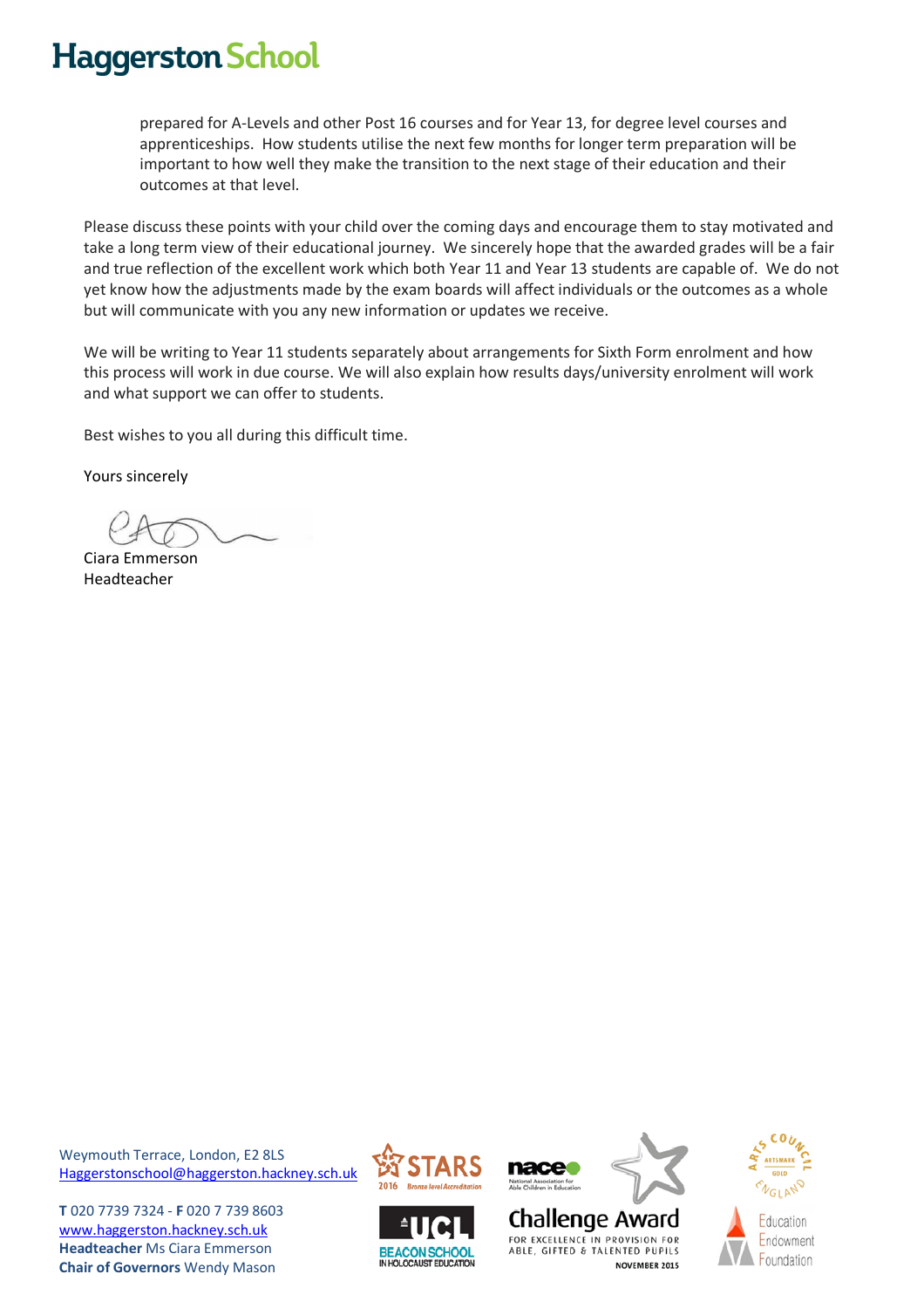prepared for A-Levels and other Post 16 courses and for Year 13, for degree level courses and apprenticeships. How students utilise the next few months for longer term preparation will be important to how well they make the transition to the next stage of their education and their outcomes at that level.

Please discuss these points with your child over the coming days and encourage them to stay motivated and take a long term view of their educational journey. We sincerely hope that the awarded grades will be a fair and true reflection of the excellent work which both Year 11 and Year 13 students are capable of. We do not yet know how the adjustments made by the exam boards will affect individuals or the outcomes as a whole but will communicate with you any new information or updates we receive.

We will be writing to Year 11 students separately about arrangements for Sixth Form enrolment and how this process will work in due course. We will also explain how results days/university enrolment will work and what support we can offer to students.

Best wishes to you all during this difficult time.

Yours sincerely

Ciara Emmerson
Headteacher

Weymouth Terrace, London, E2 8LS
Haggerstonschool@haggerston.hackney.sch.uk

**T** 020 7739 7324 - **F** 020 7 739 8603
www.haggerston.hackney.sch.uk
**Headteacher** Ms Ciara Emmerson
**Chair of Governors** Wendy Mason